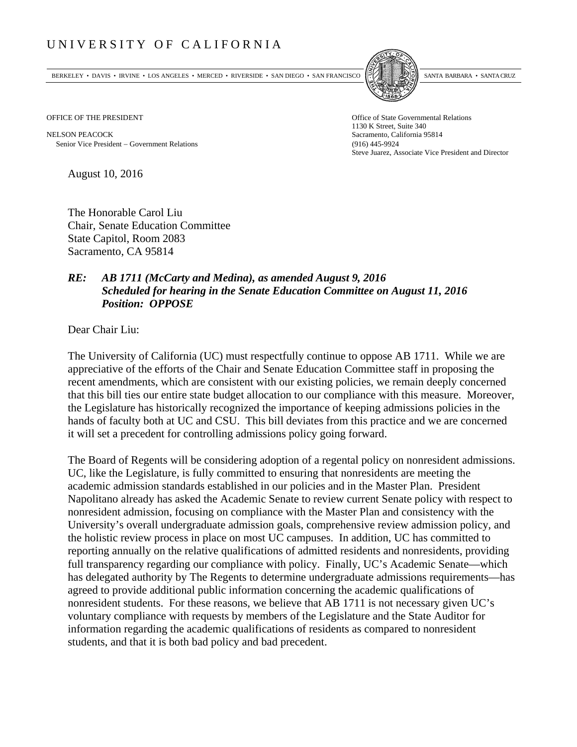# UNIVERSITY OF CALIFORNIA

BERKELEY • DAVIS • IRVINE • LOS ANGELES • MERCED • RIVERSIDE • SAN DIEGO • SAN FRANCISCO SANTA BARBARA • SANTA CRUZ

OFFICE OF THE PRESIDENT

NELSON PEACOCK
Senior Vice President – Government Relations

Office of State Governmental Relations
1130 K Street, Suite 340
Sacramento, California 95814
(916) 445-9924
Steve Juarez, Associate Vice President and Director

August 10, 2016

The Honorable Carol Liu
Chair, Senate Education Committee
State Capitol, Room 2083
Sacramento, CA 95814

***RE: AB 1711 (McCarty and Medina), as amended August 9, 2016***
***Scheduled for hearing in the Senate Education Committee on August 11, 2016***
***Position: OPPOSE***

Dear Chair Liu:

The University of California (UC) must respectfully continue to oppose AB 1711. While we are appreciative of the efforts of the Chair and Senate Education Committee staff in proposing the recent amendments, which are consistent with our existing policies, we remain deeply concerned that this bill ties our entire state budget allocation to our compliance with this measure. Moreover, the Legislature has historically recognized the importance of keeping admissions policies in the hands of faculty both at UC and CSU. This bill deviates from this practice and we are concerned it will set a precedent for controlling admissions policy going forward.

The Board of Regents will be considering adoption of a regental policy on nonresident admissions. UC, like the Legislature, is fully committed to ensuring that nonresidents are meeting the academic admission standards established in our policies and in the Master Plan. President Napolitano already has asked the Academic Senate to review current Senate policy with respect to nonresident admission, focusing on compliance with the Master Plan and consistency with the University's overall undergraduate admission goals, comprehensive review admission policy, and the holistic review process in place on most UC campuses. In addition, UC has committed to reporting annually on the relative qualifications of admitted residents and nonresidents, providing full transparency regarding our compliance with policy. Finally, UC's Academic Senate—which has delegated authority by The Regents to determine undergraduate admissions requirements—has agreed to provide additional public information concerning the academic qualifications of nonresident students. For these reasons, we believe that AB 1711 is not necessary given UC's voluntary compliance with requests by members of the Legislature and the State Auditor for information regarding the academic qualifications of residents as compared to nonresident students, and that it is both bad policy and bad precedent.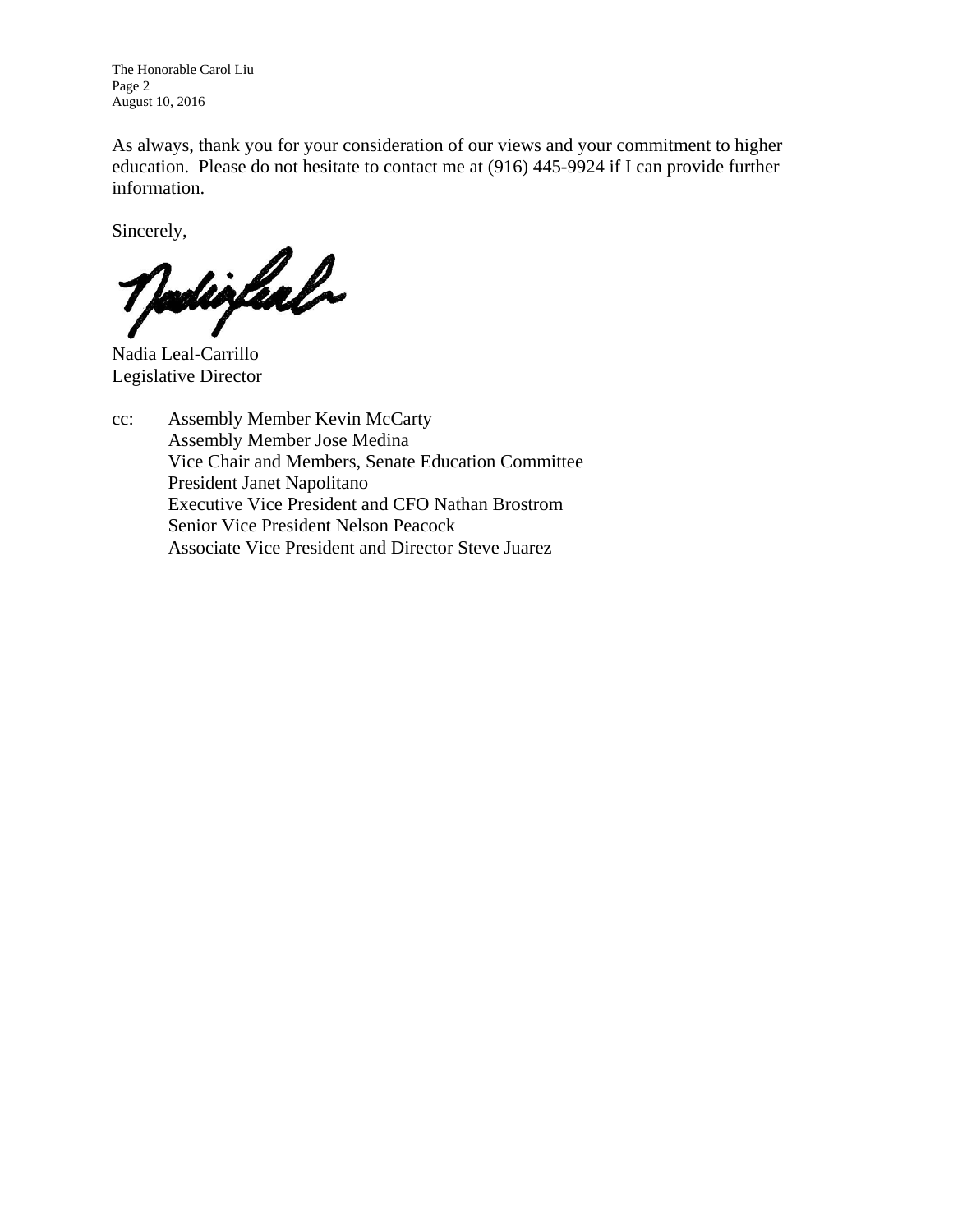As always, thank you for your consideration of our views and your commitment to higher education. Please do not hesitate to contact me at (916) 445-9924 if I can provide further information.

Sincerely,

Nadia Leal-Carrillo
Legislative Director

cc: Assembly Member Kevin McCarty
Assembly Member Jose Medina
Vice Chair and Members, Senate Education Committee
President Janet Napolitano
Executive Vice President and CFO Nathan Brostrom
Senior Vice President Nelson Peacock
Associate Vice President and Director Steve Juarez